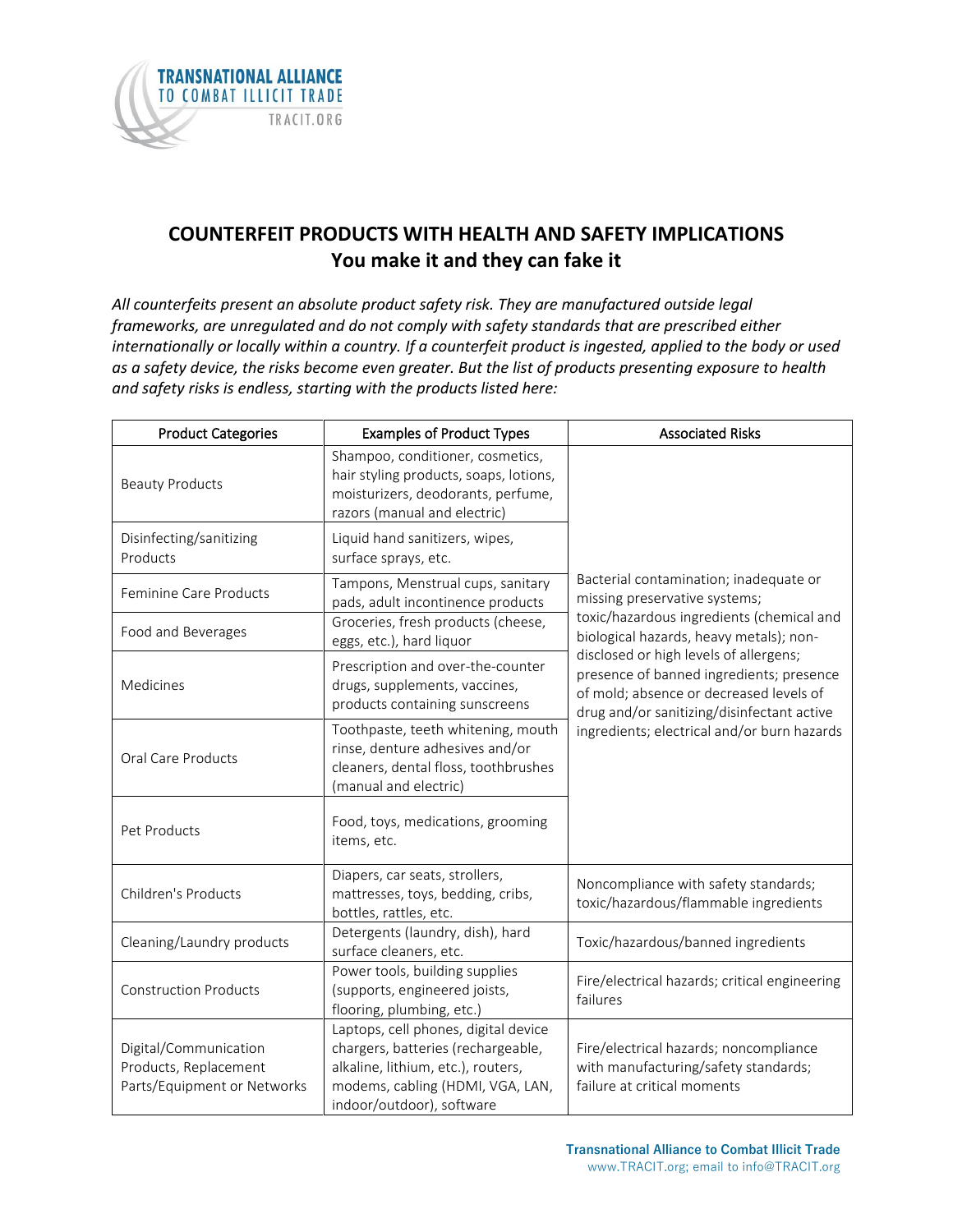TRANSNATIONAL ALLIANCE TO COMBAT ILLICIT TRADE
TRACIT.ORG

# COUNTERFEIT PRODUCTS WITH HEALTH AND SAFETY IMPLICATIONS
## You make it and they can fake it

*All counterfeits present an absolute product safety risk. They are manufactured outside legal frameworks, are unregulated and do not comply with safety standards that are prescribed either internationally or locally within a country. If a counterfeit product is ingested, applied to the body or used as a safety device, the risks become even greater. But the list of products presenting exposure to health and safety risks is endless, starting with the products listed here:*

| Product Categories | Examples of Product Types | Associated Risks |
|---|---|---|
| Beauty Products | Shampoo, conditioner, cosmetics, hair styling products, soaps, lotions, moisturizers, deodorants, perfume, razors (manual and electric) | Bacterial contamination; inadequate or missing preservative systems; toxic/hazardous ingredients (chemical and biological hazards, heavy metals); non-disclosed or high levels of allergens; presence of banned ingredients; presence of mold; absence or decreased levels of drug and/or sanitizing/disinfectant active ingredients; electrical and/or burn hazards |
| Disinfecting/sanitizing Products | Liquid hand sanitizers, wipes, surface sprays, etc. | |
| Feminine Care Products | Tampons, Menstrual cups, sanitary pads, adult incontinence products | |
| Food and Beverages | Groceries, fresh products (cheese, eggs, etc.), hard liquor | |
| Medicines | Prescription and over-the-counter drugs, supplements, vaccines, products containing sunscreens | |
| Oral Care Products | Toothpaste, teeth whitening, mouth rinse, denture adhesives and/or cleaners, dental floss, toothbrushes (manual and electric) | |
| Pet Products | Food, toys, medications, grooming items, etc. | |
| Children's Products | Diapers, car seats, strollers, mattresses, toys, bedding, cribs, bottles, rattles, etc. | Noncompliance with safety standards; toxic/hazardous/flammable ingredients |
| Cleaning/Laundry products | Detergents (laundry, dish), hard surface cleaners, etc. | Toxic/hazardous/banned ingredients |
| Construction Products | Power tools, building supplies (supports, engineered joists, flooring, plumbing, etc.) | Fire/electrical hazards; critical engineering failures |
| Digital/Communication Products, Replacement Parts/Equipment or Networks | Laptops, cell phones, digital device chargers, batteries (rechargeable, alkaline, lithium, etc.), routers, modems, cabling (HDMI, VGA, LAN, indoor/outdoor), software | Fire/electrical hazards; noncompliance with manufacturing/safety standards; failure at critical moments |

**Transnational Alliance to Combat Illicit Trade**
www.TRACIT.org; email to info@TRACIT.org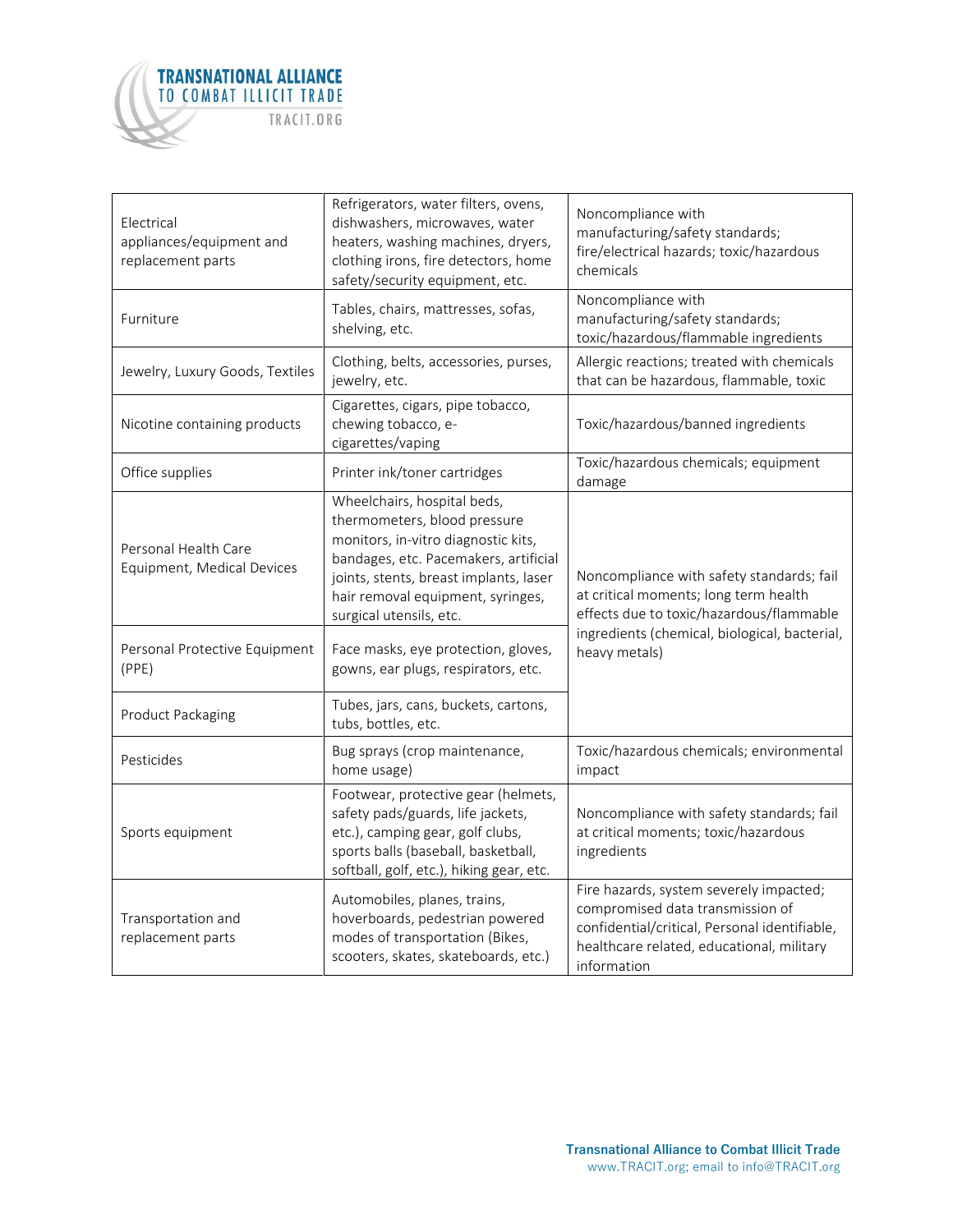| | | |
|---|---|---|
| Electrical appliances/equipment and replacement parts | Refrigerators, water filters, ovens, dishwashers, microwaves, water heaters, washing machines, dryers, clothing irons, fire detectors, home safety/security equipment, etc. | Noncompliance with manufacturing/safety standards; fire/electrical hazards; toxic/hazardous chemicals |
| Furniture | Tables, chairs, mattresses, sofas, shelving, etc. | Noncompliance with manufacturing/safety standards; toxic/hazardous/flammable ingredients |
| Jewelry, Luxury Goods, Textiles | Clothing, belts, accessories, purses, jewelry, etc. | Allergic reactions; treated with chemicals that can be hazardous, flammable, toxic |
| Nicotine containing products | Cigarettes, cigars, pipe tobacco, chewing tobacco, e-cigarettes/vaping | Toxic/hazardous/banned ingredients |
| Office supplies | Printer ink/toner cartridges | Toxic/hazardous chemicals; equipment damage |
| Personal Health Care Equipment, Medical Devices | Wheelchairs, hospital beds, thermometers, blood pressure monitors, in-vitro diagnostic kits, bandages, etc. Pacemakers, artificial joints, stents, breast implants, laser hair removal equipment, syringes, surgical utensils, etc. | Noncompliance with safety standards; fail at critical moments; long term health effects due to toxic/hazardous/flammable ingredients (chemical, biological, bacterial, heavy metals) |
| Personal Protective Equipment (PPE) | Face masks, eye protection, gloves, gowns, ear plugs, respirators, etc. | |
| Product Packaging | Tubes, jars, cans, buckets, cartons, tubs, bottles, etc. | |
| Pesticides | Bug sprays (crop maintenance, home usage) | Toxic/hazardous chemicals; environmental impact |
| Sports equipment | Footwear, protective gear (helmets, safety pads/guards, life jackets, etc.), camping gear, golf clubs, sports balls (baseball, basketball, softball, golf, etc.), hiking gear, etc. | Noncompliance with safety standards; fail at critical moments; toxic/hazardous ingredients |
| Transportation and replacement parts | Automobiles, planes, trains, hoverboards, pedestrian powered modes of transportation (Bikes, scooters, skates, skateboards, etc.) | Fire hazards, system severely impacted; compromised data transmission of confidential/critical, Personal identifiable, healthcare related, educational, military information |